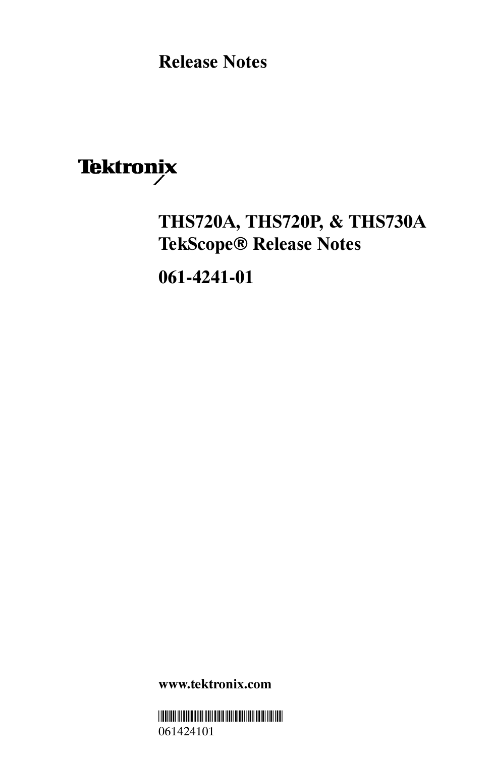Release Notes

Tektronix

# THS720A, THS720P, & THS730A TekScope® Release Notes

## 061-4241-01

**www.tektronix.com**

061424101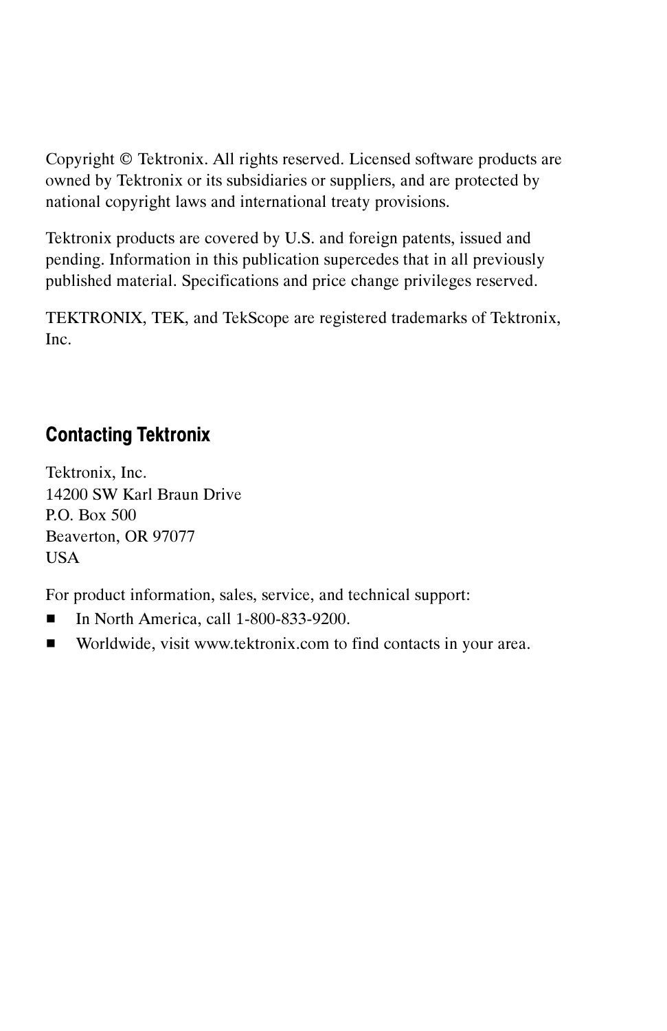Copyright © Tektronix. All rights reserved. Licensed software products are owned by Tektronix or its subsidiaries or suppliers, and are protected by national copyright laws and international treaty provisions.

Tektronix products are covered by U.S. and foreign patents, issued and pending. Information in this publication supercedes that in all previously published material. Specifications and price change privileges reserved.

TEKTRONIX, TEK, and TekScope are registered trademarks of Tektronix, Inc.

## Contacting Tektronix

Tektronix, Inc.
14200 SW Karl Braun Drive
P.O. Box 500
Beaverton, OR 97077
USA

For product information, sales, service, and technical support:

- In North America, call 1-800-833-9200.
- Worldwide, visit www.tektronix.com to find contacts in your area.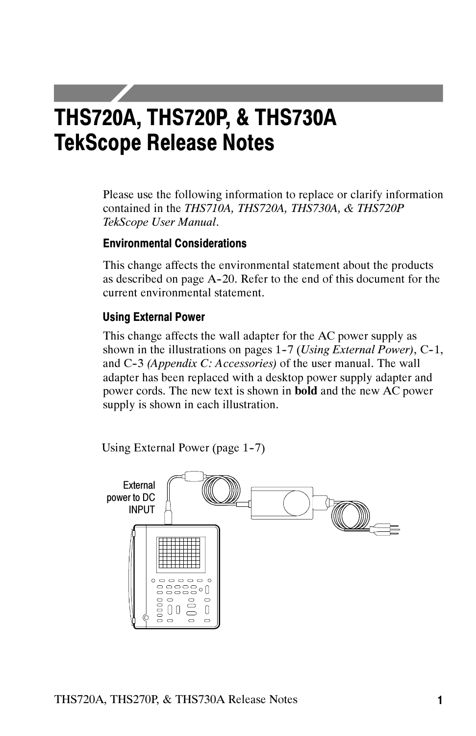# THS720A, THS720P, & THS730A TekScope Release Notes

Please use the following information to replace or clarify information contained in the *THS710A, THS720A, THS730A, & THS720P TekScope User Manual*.

### Environmental Considerations

This change affects the environmental statement about the products as described on page A-20. Refer to the end of this document for the current environmental statement.

### Using External Power

This change affects the wall adapter for the AC power supply as shown in the illustrations on pages 1-7 (*Using External Power)*, C-1, and C-3 *(Appendix C: Accessories)* of the user manual. The wall adapter has been replaced with a desktop power supply adapter and power cords. The new text is shown in **bold** and the new AC power supply is shown in each illustration.

Using External Power (page 1-7)

External power to DC INPUT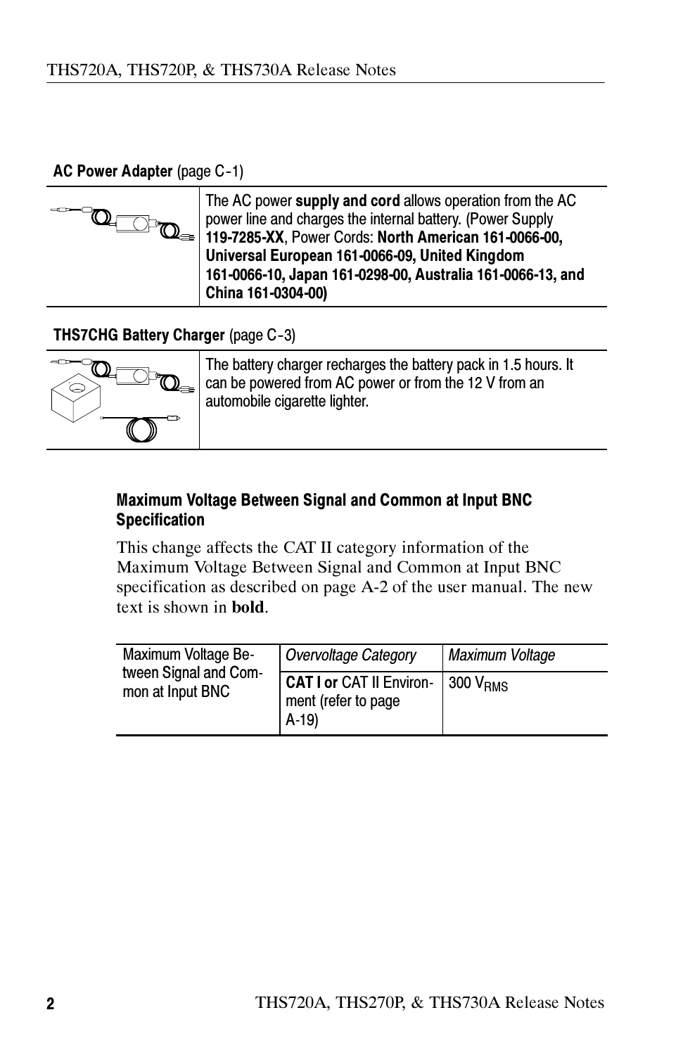**AC Power Adapter** (page C-1)

| | |
|---|---|
| | The AC power **supply and cord** allows operation from the AC power line and charges the internal battery. (Power Supply **119-7285-XX**, Power Cords: **North American 161-0066-00, Universal European 161-0066-09, United Kingdom 161-0066-10, Japan 161-0298-00, Australia 161-0066-13, and China 161-0304-00)** |

**THS7CHG Battery Charger** (page C-3)

| | |
|---|---|
| | The battery charger recharges the battery pack in 1.5 hours. It can be powered from AC power or from the 12 V from an automobile cigarette lighter. |

### Maximum Voltage Between Signal and Common at Input BNC Specification

This change affects the CAT II category information of the Maximum Voltage Between Signal and Common at Input BNC specification as described on page A-2 of the user manual. The new text is shown in **bold**.

| Maximum Voltage Between Signal and Common at Input BNC | *Overvoltage Category* | *Maximum Voltage* |
|---|---|---|
| | **CAT I or** CAT II Environment (refer to page A-19) | 300 $V_{RMS}$ |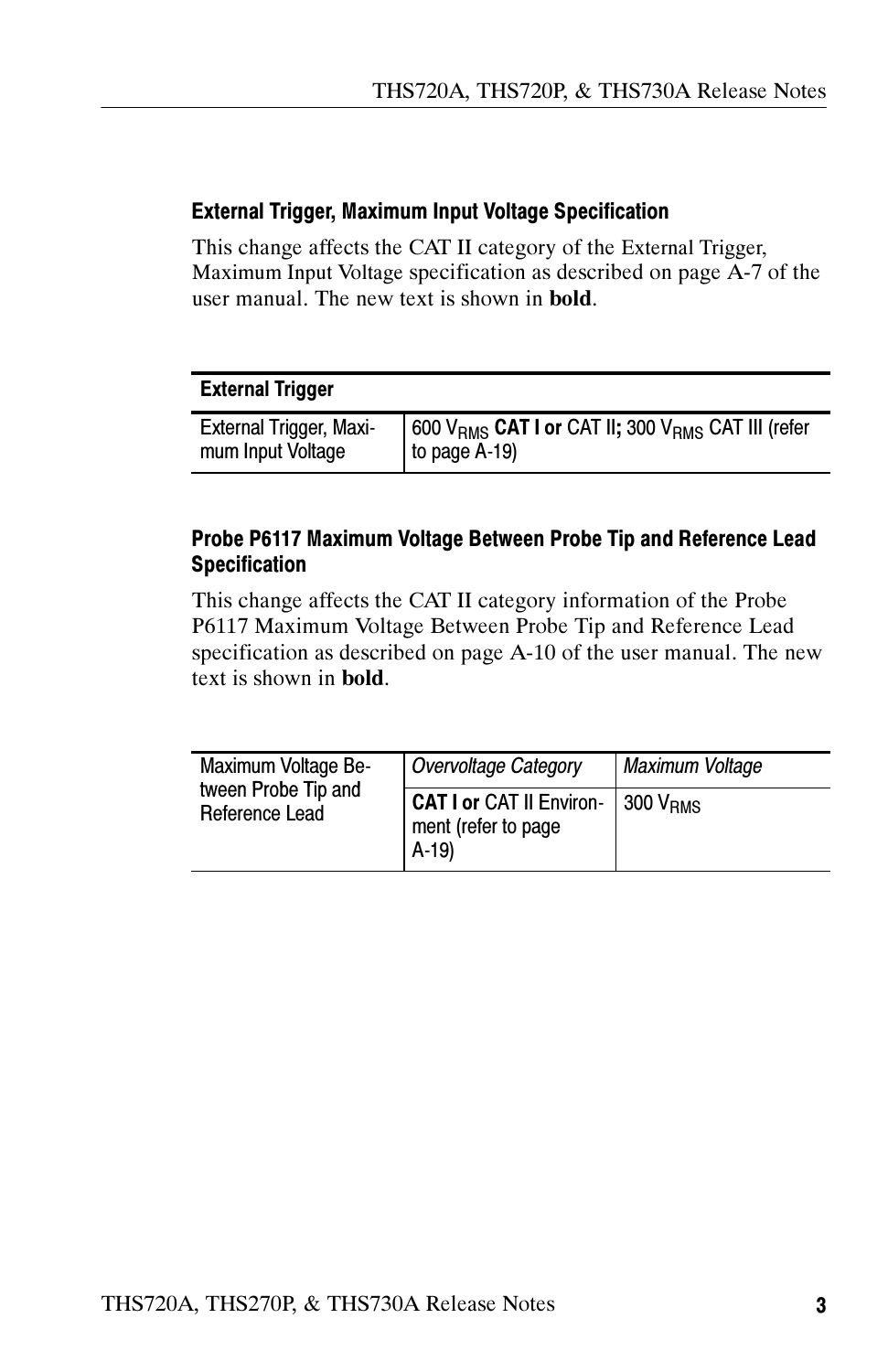### External Trigger, Maximum Input Voltage Specification

This change affects the CAT II category of the External Trigger, Maximum Input Voltage specification as described on page A-7 of the user manual. The new text is shown in **bold**.

| External Trigger | |
|---|---|
| External Trigger, Maximum Input Voltage | 600 $V_{RMS}$ **CAT I or** CAT II**;** 300 $V_{RMS}$ CAT III (refer to page A-19) |

### Probe P6117 Maximum Voltage Between Probe Tip and Reference Lead Specification

This change affects the CAT II category information of the Probe P6117 Maximum Voltage Between Probe Tip and Reference Lead specification as described on page A-10 of the user manual. The new text is shown in **bold**.

| | | |
|---|---|---|
| Maximum Voltage Between Probe Tip and Reference Lead | *Overvoltage Category* | *Maximum Voltage* |
| | **CAT I or** CAT II Environment (refer to page A-19) | 300 $V_{RMS}$ |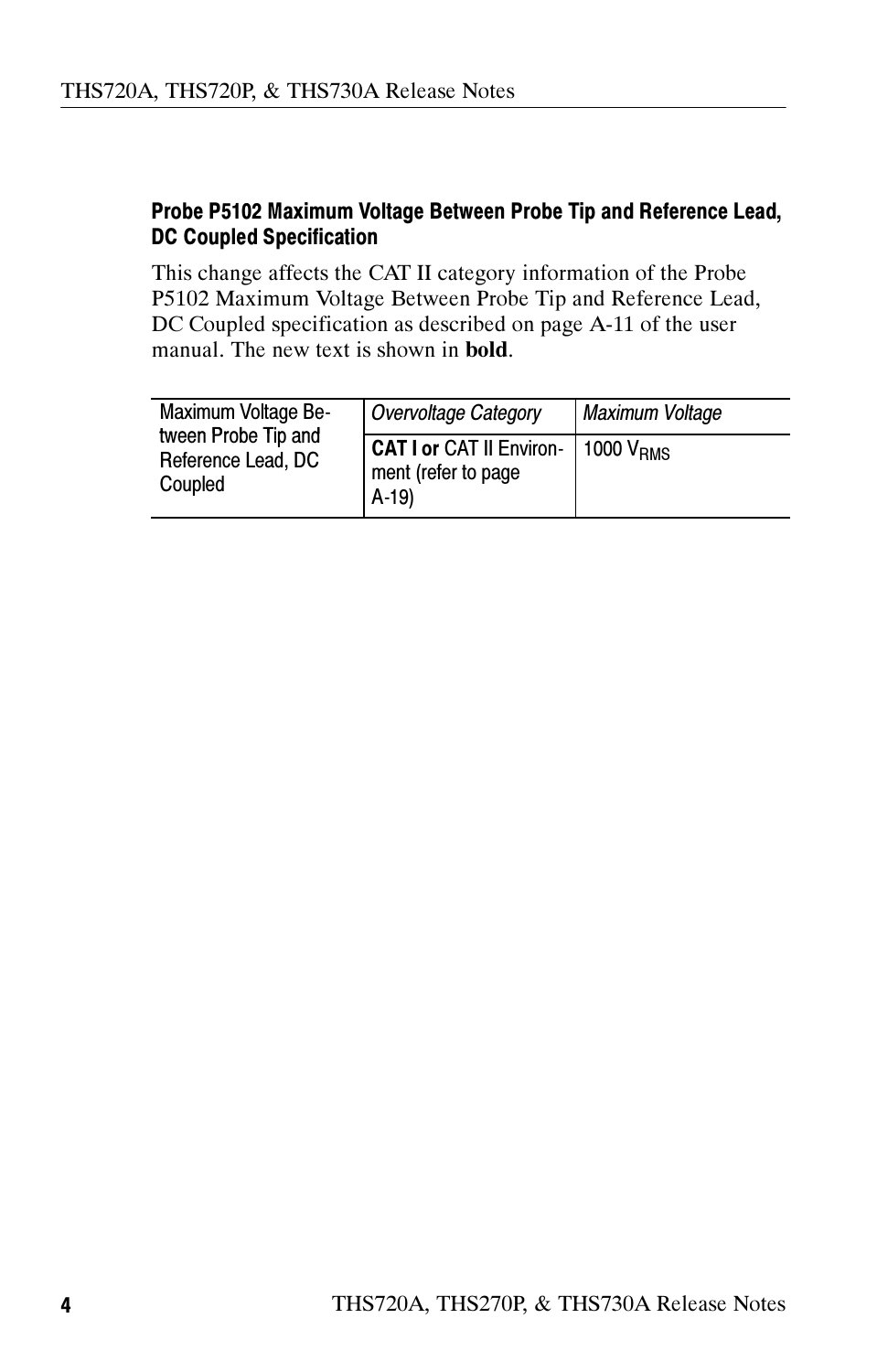### Probe P5102 Maximum Voltage Between Probe Tip and Reference Lead, DC Coupled Specification

This change affects the CAT II category information of the Probe P5102 Maximum Voltage Between Probe Tip and Reference Lead, DC Coupled specification as described on page A-11 of the user manual. The new text is shown in **bold**.

| | | |
|---|---|---|
| Maximum Voltage Between Probe Tip and Reference Lead, DC Coupled | *Overvoltage Category* | *Maximum Voltage* |
| | **CAT I or** CAT II Environment (refer to page A-19) | 1000 $V_{RMS}$ |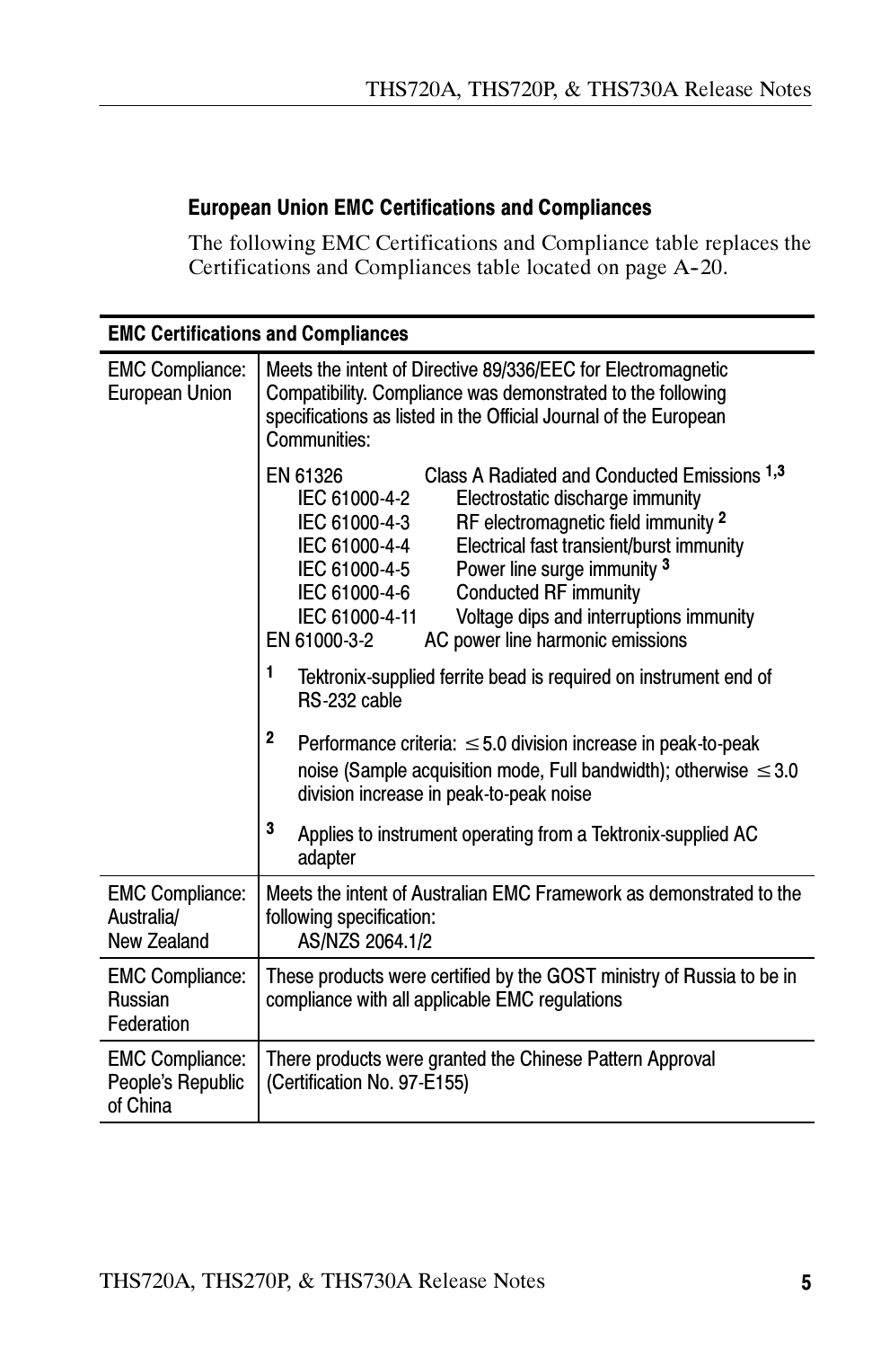### European Union EMC Certifications and Compliances

The following EMC Certifications and Compliance table replaces the Certifications and Compliances table located on page A-20.

| EMC Certifications and Compliances | |
|---|---|
| EMC Compliance: European Union | Meets the intent of Directive 89/336/EEC for Electromagnetic Compatibility. Compliance was demonstrated to the following specifications as listed in the Official Journal of the European Communities:<br><br>EN 61326 — Class A Radiated and Conducted Emissions [1,3]<br>IEC 61000-4-2 — Electrostatic discharge immunity<br>IEC 61000-4-3 — RF electromagnetic field immunity [2]<br>IEC 61000-4-4 — Electrical fast transient/burst immunity<br>IEC 61000-4-5 — Power line surge immunity [3]<br>IEC 61000-4-6 — Conducted RF immunity<br>IEC 61000-4-11 — Voltage dips and interruptions immunity<br>EN 61000-3-2 — AC power line harmonic emissions<br><br>[1] Tektronix-supplied ferrite bead is required on instrument end of RS-232 cable<br><br>[2] Performance criteria: $\leq$5.0 division increase in peak-to-peak noise (Sample acquisition mode, Full bandwidth); otherwise $\leq$3.0 division increase in peak-to-peak noise<br><br>[3] Applies to instrument operating from a Tektronix-supplied AC adapter |
| EMC Compliance: Australia/ New Zealand | Meets the intent of Australian EMC Framework as demonstrated to the following specification:<br>AS/NZS 2064.1/2 |
| EMC Compliance: Russian Federation | These products were certified by the GOST ministry of Russia to be in compliance with all applicable EMC regulations |
| EMC Compliance: People's Republic of China | There products were granted the Chinese Pattern Approval (Certification No. 97-E155) |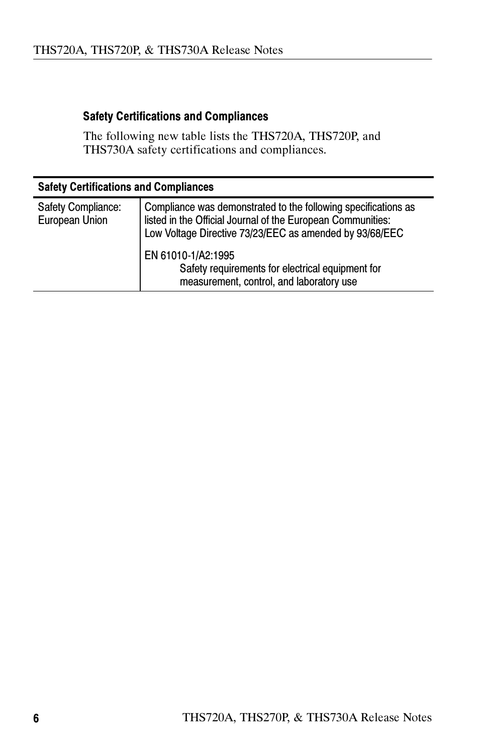### Safety Certifications and Compliances

The following new table lists the THS720A, THS720P, and THS730A safety certifications and compliances.

| Safety Certifications and Compliances | |
|---|---|
| Safety Compliance: European Union | Compliance was demonstrated to the following specifications as listed in the Official Journal of the European Communities: Low Voltage Directive 73/23/EEC as amended by 93/68/EEC<br><br>EN 61010-1/A2:1995<br>Safety requirements for electrical equipment for measurement, control, and laboratory use |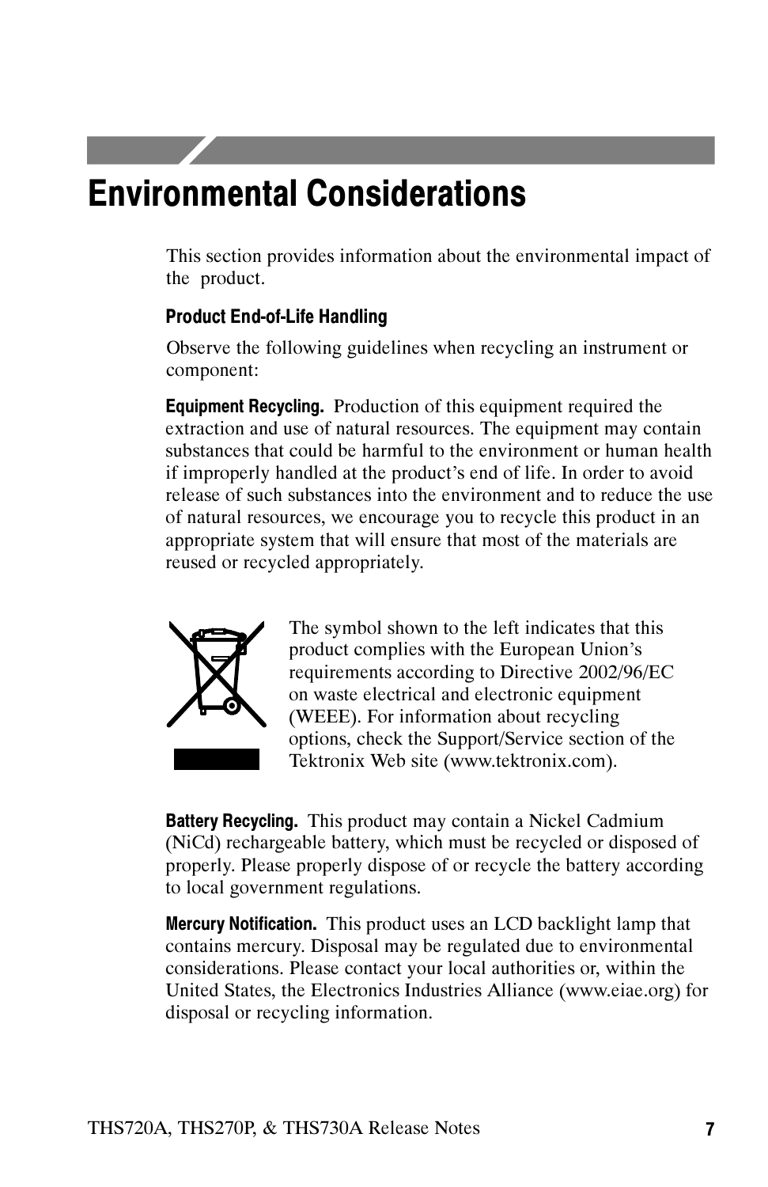# Environmental Considerations

This section provides information about the environmental impact of the product.

### Product End-of-Life Handling

Observe the following guidelines when recycling an instrument or component:

**Equipment Recycling.** Production of this equipment required the extraction and use of natural resources. The equipment may contain substances that could be harmful to the environment or human health if improperly handled at the product's end of life. In order to avoid release of such substances into the environment and to reduce the use of natural resources, we encourage you to recycle this product in an appropriate system that will ensure that most of the materials are reused or recycled appropriately.

The symbol shown to the left indicates that this product complies with the European Union's requirements according to Directive 2002/96/EC on waste electrical and electronic equipment (WEEE). For information about recycling options, check the Support/Service section of the Tektronix Web site (www.tektronix.com).

**Battery Recycling.** This product may contain a Nickel Cadmium (NiCd) rechargeable battery, which must be recycled or disposed of properly. Please properly dispose of or recycle the battery according to local government regulations.

**Mercury Notification.** This product uses an LCD backlight lamp that contains mercury. Disposal may be regulated due to environmental considerations. Please contact your local authorities or, within the United States, the Electronics Industries Alliance (www.eiae.org) for disposal or recycling information.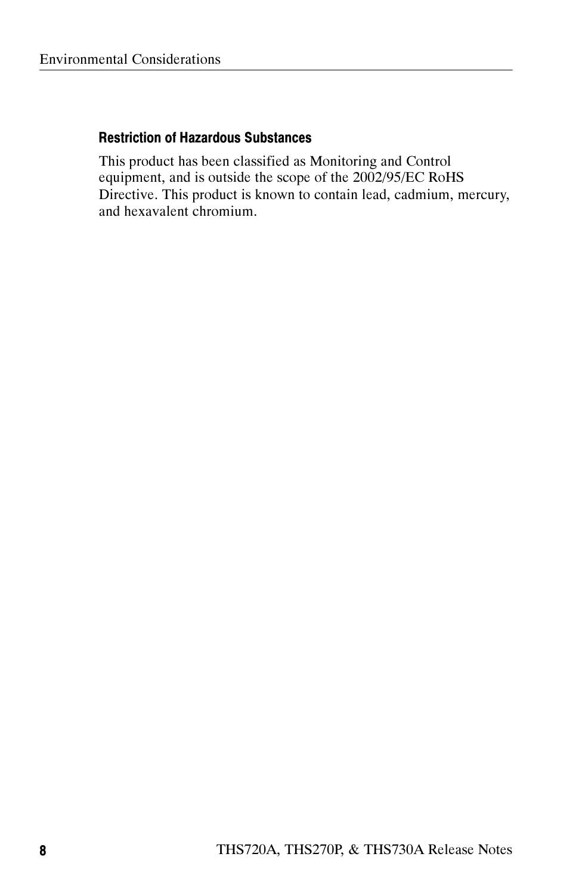### Restriction of Hazardous Substances

This product has been classified as Monitoring and Control equipment, and is outside the scope of the 2002/95/EC RoHS Directive. This product is known to contain lead, cadmium, mercury, and hexavalent chromium.